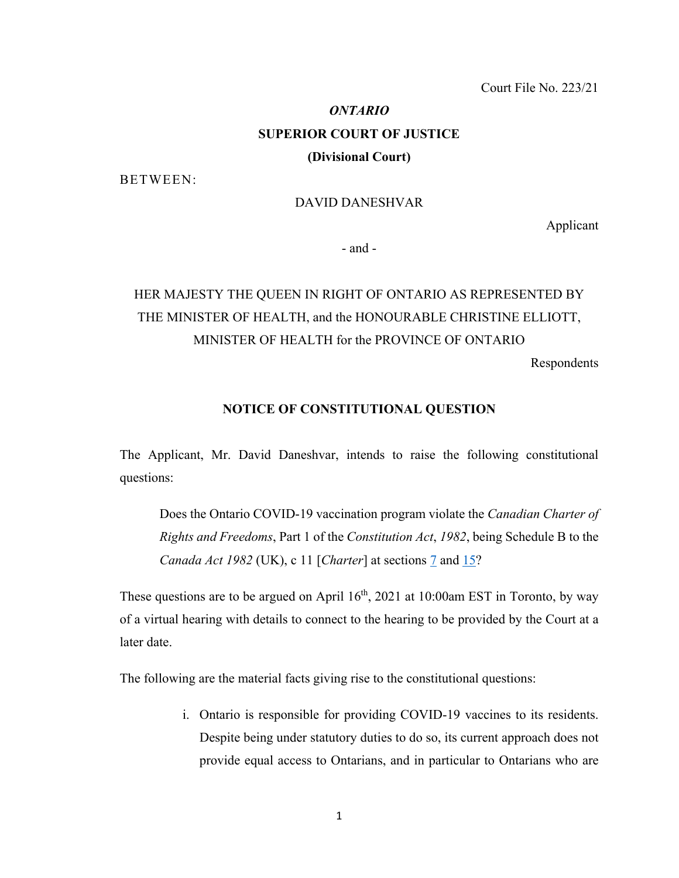Court File No. 223/21

***ONTARIO***

**SUPERIOR COURT OF JUSTICE**

**(Divisional Court)**

BETWEEN:

DAVID DANESHVAR

Applicant

- and -

HER MAJESTY THE QUEEN IN RIGHT OF ONTARIO AS REPRESENTED BY THE MINISTER OF HEALTH, and the HONOURABLE CHRISTINE ELLIOTT, MINISTER OF HEALTH for the PROVINCE OF ONTARIO

Respondents

**NOTICE OF CONSTITUTIONAL QUESTION**

The Applicant, Mr. David Daneshvar, intends to raise the following constitutional questions:

> Does the Ontario COVID-19 vaccination program violate the *Canadian Charter of Rights and Freedoms*, Part 1 of the *Constitution Act*, *1982*, being Schedule B to the *Canada Act 1982* (UK), c 11 [*Charter*] at sections 7 and 15?

These questions are to be argued on April 16th, 2021 at 10:00am EST in Toronto, by way of a virtual hearing with details to connect to the hearing to be provided by the Court at a later date.

The following are the material facts giving rise to the constitutional questions:

i. Ontario is responsible for providing COVID-19 vaccines to its residents. Despite being under statutory duties to do so, its current approach does not provide equal access to Ontarians, and in particular to Ontarians who are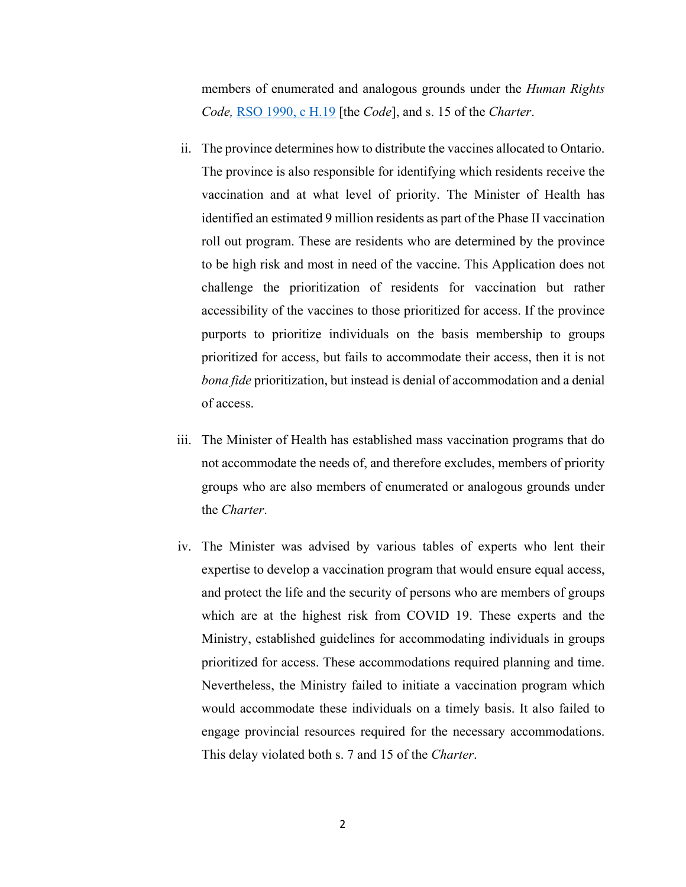members of enumerated and analogous grounds under the *Human Rights Code,* [RSO 1990, c H.19] [the *Code*], and s. 15 of the *Charter*.

ii. The province determines how to distribute the vaccines allocated to Ontario. The province is also responsible for identifying which residents receive the vaccination and at what level of priority. The Minister of Health has identified an estimated 9 million residents as part of the Phase II vaccination roll out program. These are residents who are determined by the province to be high risk and most in need of the vaccine. This Application does not challenge the prioritization of residents for vaccination but rather accessibility of the vaccines to those prioritized for access. If the province purports to prioritize individuals on the basis membership to groups prioritized for access, but fails to accommodate their access, then it is not *bona fide* prioritization, but instead is denial of accommodation and a denial of access.

iii. The Minister of Health has established mass vaccination programs that do not accommodate the needs of, and therefore excludes, members of priority groups who are also members of enumerated or analogous grounds under the *Charter*.

iv. The Minister was advised by various tables of experts who lent their expertise to develop a vaccination program that would ensure equal access, and protect the life and the security of persons who are members of groups which are at the highest risk from COVID 19. These experts and the Ministry, established guidelines for accommodating individuals in groups prioritized for access. These accommodations required planning and time. Nevertheless, the Ministry failed to initiate a vaccination program which would accommodate these individuals on a timely basis. It also failed to engage provincial resources required for the necessary accommodations. This delay violated both s. 7 and 15 of the *Charter*.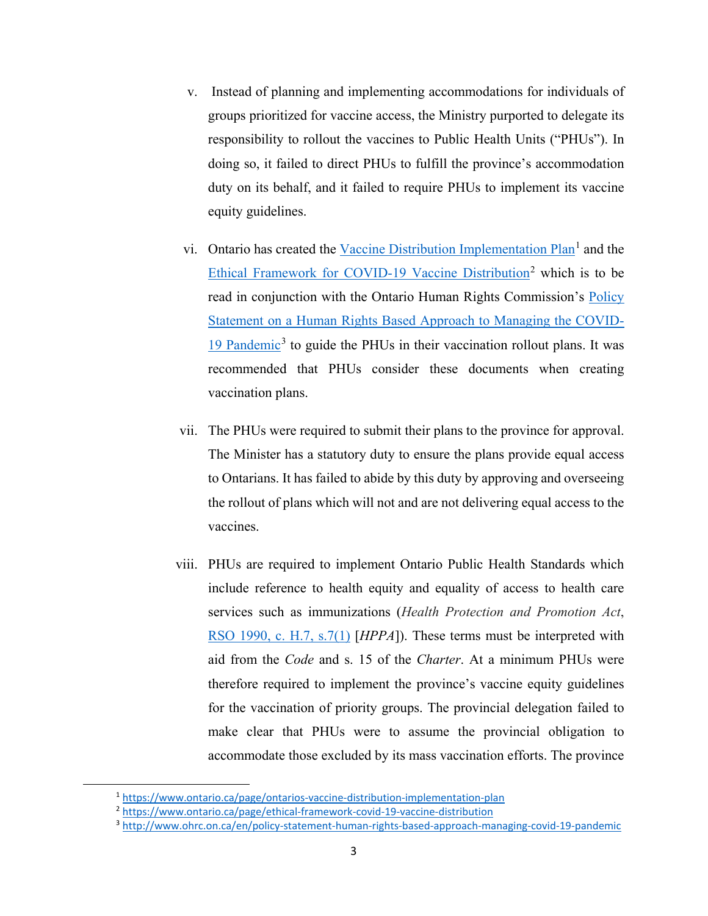v. Instead of planning and implementing accommodations for individuals of groups prioritized for vaccine access, the Ministry purported to delegate its responsibility to rollout the vaccines to Public Health Units ("PHUs"). In doing so, it failed to direct PHUs to fulfill the province's accommodation duty on its behalf, and it failed to require PHUs to implement its vaccine equity guidelines.

vi. Ontario has created the [Vaccine Distribution Implementation Plan](https://www.ontario.ca/page/ontarios-vaccine-distribution-implementation-plan)[1] and the [Ethical Framework for COVID-19 Vaccine Distribution](https://www.ontario.ca/page/ethical-framework-covid-19-vaccine-distribution)[2] which is to be read in conjunction with the Ontario Human Rights Commission's [Policy Statement on a Human Rights Based Approach to Managing the COVID-19 Pandemic](http://www.ohrc.on.ca/en/policy-statement-human-rights-based-approach-managing-covid-19-pandemic)[3] to guide the PHUs in their vaccination rollout plans. It was recommended that PHUs consider these documents when creating vaccination plans.

vii. The PHUs were required to submit their plans to the province for approval. The Minister has a statutory duty to ensure the plans provide equal access to Ontarians. It has failed to abide by this duty by approving and overseeing the rollout of plans which will not and are not delivering equal access to the vaccines.

viii. PHUs are required to implement Ontario Public Health Standards which include reference to health equity and equality of access to health care services such as immunizations (*Health Protection and Promotion Act*, RSO 1990, c. H.7, s.7(1) [*HPPA*]). These terms must be interpreted with aid from the *Code* and s. 15 of the *Charter*. At a minimum PHUs were therefore required to implement the province's vaccine equity guidelines for the vaccination of priority groups. The provincial delegation failed to make clear that PHUs were to assume the provincial obligation to accommodate those excluded by its mass vaccination efforts. The province

---

[1] https://www.ontario.ca/page/ontarios-vaccine-distribution-implementation-plan

[2] https://www.ontario.ca/page/ethical-framework-covid-19-vaccine-distribution

[3] http://www.ohrc.on.ca/en/policy-statement-human-rights-based-approach-managing-covid-19-pandemic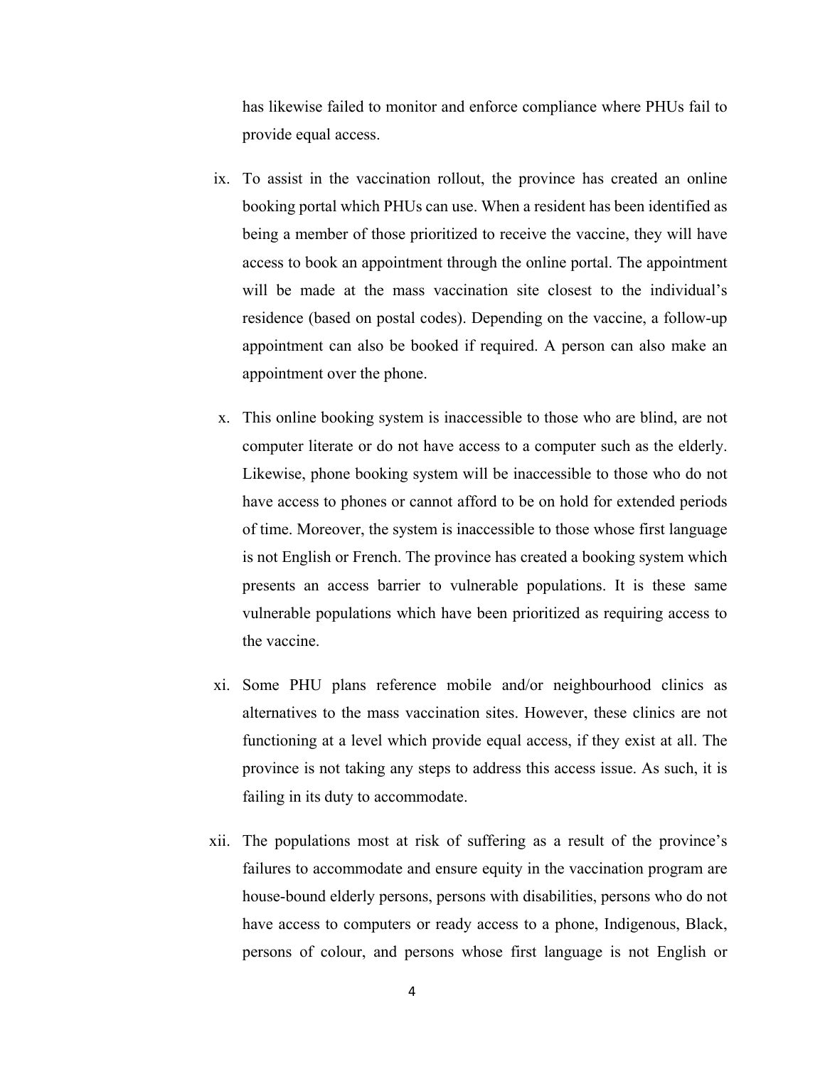has likewise failed to monitor and enforce compliance where PHUs fail to provide equal access.

ix. To assist in the vaccination rollout, the province has created an online booking portal which PHUs can use. When a resident has been identified as being a member of those prioritized to receive the vaccine, they will have access to book an appointment through the online portal. The appointment will be made at the mass vaccination site closest to the individual's residence (based on postal codes). Depending on the vaccine, a follow-up appointment can also be booked if required. A person can also make an appointment over the phone.

x. This online booking system is inaccessible to those who are blind, are not computer literate or do not have access to a computer such as the elderly. Likewise, phone booking system will be inaccessible to those who do not have access to phones or cannot afford to be on hold for extended periods of time. Moreover, the system is inaccessible to those whose first language is not English or French. The province has created a booking system which presents an access barrier to vulnerable populations. It is these same vulnerable populations which have been prioritized as requiring access to the vaccine.

xi. Some PHU plans reference mobile and/or neighbourhood clinics as alternatives to the mass vaccination sites. However, these clinics are not functioning at a level which provide equal access, if they exist at all. The province is not taking any steps to address this access issue. As such, it is failing in its duty to accommodate.

xii. The populations most at risk of suffering as a result of the province's failures to accommodate and ensure equity in the vaccination program are house-bound elderly persons, persons with disabilities, persons who do not have access to computers or ready access to a phone, Indigenous, Black, persons of colour, and persons whose first language is not English or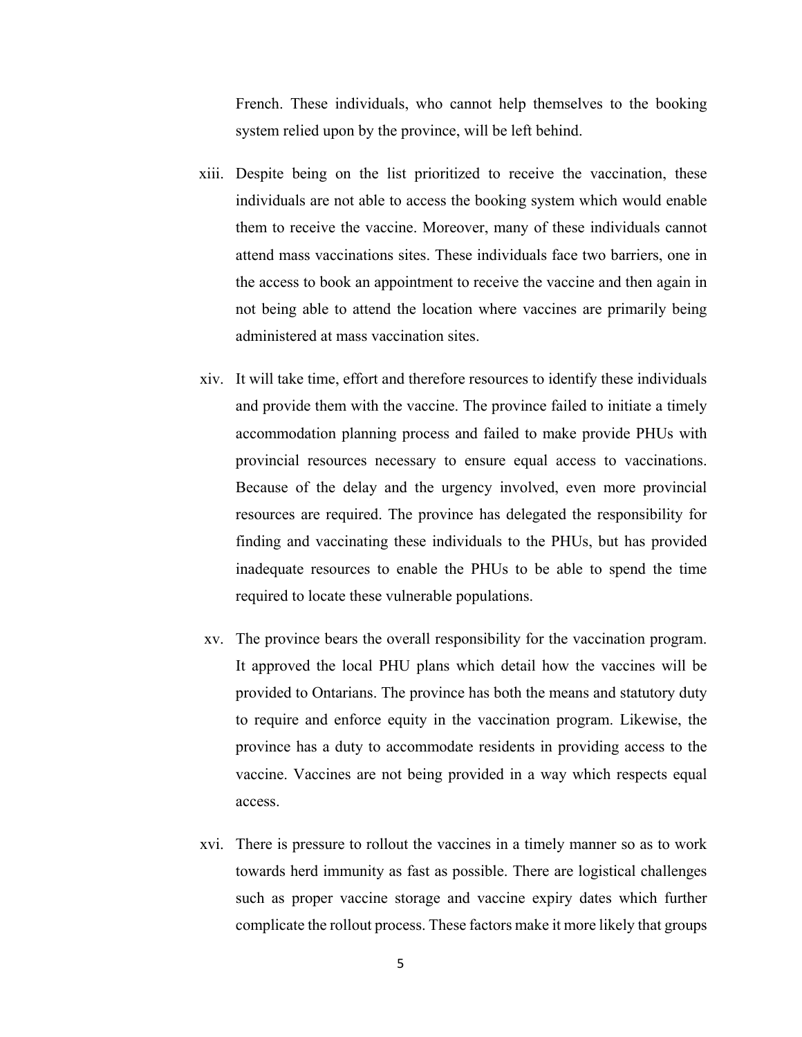French. These individuals, who cannot help themselves to the booking system relied upon by the province, will be left behind.

xiii. Despite being on the list prioritized to receive the vaccination, these individuals are not able to access the booking system which would enable them to receive the vaccine. Moreover, many of these individuals cannot attend mass vaccinations sites. These individuals face two barriers, one in the access to book an appointment to receive the vaccine and then again in not being able to attend the location where vaccines are primarily being administered at mass vaccination sites.

xiv. It will take time, effort and therefore resources to identify these individuals and provide them with the vaccine. The province failed to initiate a timely accommodation planning process and failed to make provide PHUs with provincial resources necessary to ensure equal access to vaccinations. Because of the delay and the urgency involved, even more provincial resources are required. The province has delegated the responsibility for finding and vaccinating these individuals to the PHUs, but has provided inadequate resources to enable the PHUs to be able to spend the time required to locate these vulnerable populations.

xv. The province bears the overall responsibility for the vaccination program. It approved the local PHU plans which detail how the vaccines will be provided to Ontarians. The province has both the means and statutory duty to require and enforce equity in the vaccination program. Likewise, the province has a duty to accommodate residents in providing access to the vaccine. Vaccines are not being provided in a way which respects equal access.

xvi. There is pressure to rollout the vaccines in a timely manner so as to work towards herd immunity as fast as possible. There are logistical challenges such as proper vaccine storage and vaccine expiry dates which further complicate the rollout process. These factors make it more likely that groups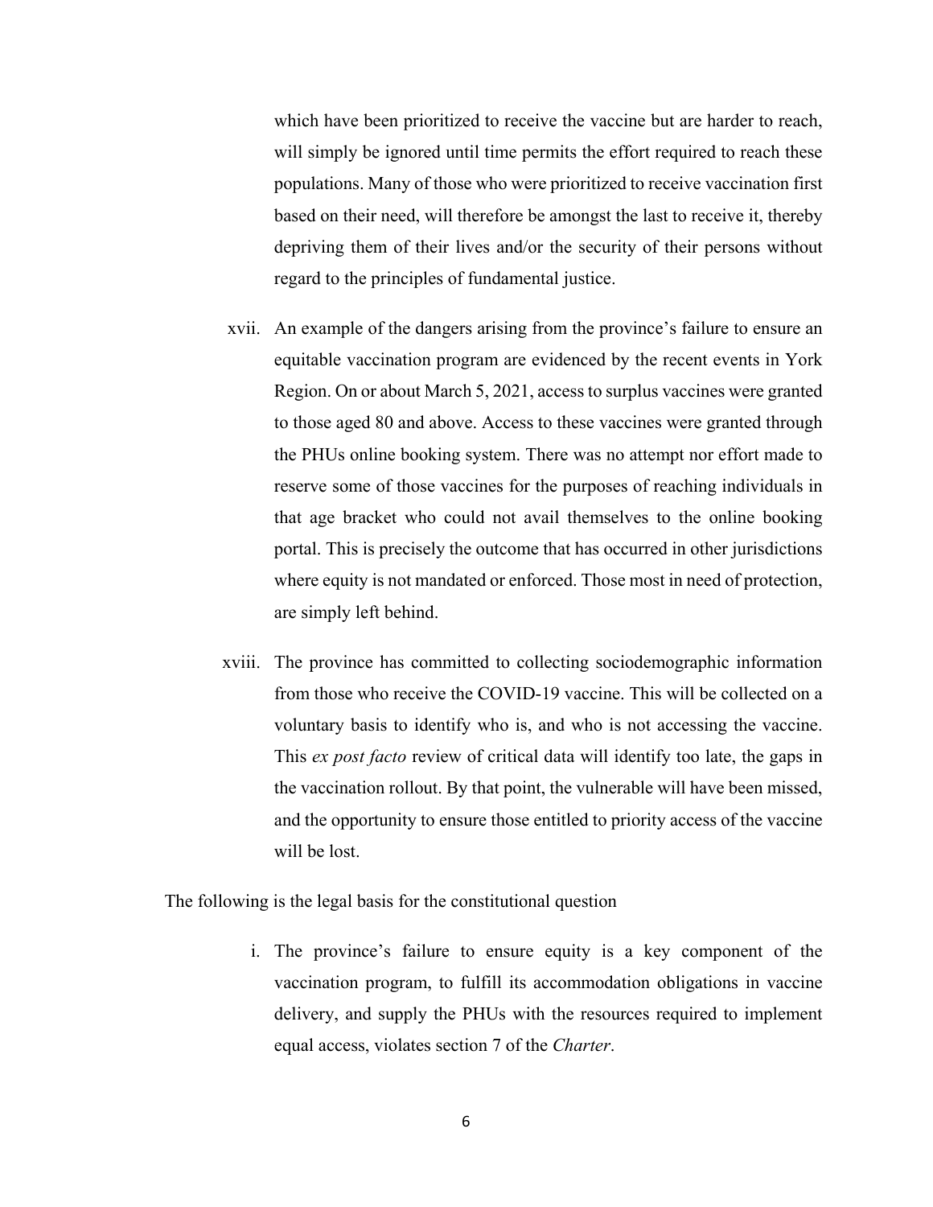which have been prioritized to receive the vaccine but are harder to reach, will simply be ignored until time permits the effort required to reach these populations. Many of those who were prioritized to receive vaccination first based on their need, will therefore be amongst the last to receive it, thereby depriving them of their lives and/or the security of their persons without regard to the principles of fundamental justice.

xvii. An example of the dangers arising from the province's failure to ensure an equitable vaccination program are evidenced by the recent events in York Region. On or about March 5, 2021, access to surplus vaccines were granted to those aged 80 and above. Access to these vaccines were granted through the PHUs online booking system. There was no attempt nor effort made to reserve some of those vaccines for the purposes of reaching individuals in that age bracket who could not avail themselves to the online booking portal. This is precisely the outcome that has occurred in other jurisdictions where equity is not mandated or enforced. Those most in need of protection, are simply left behind.

xviii. The province has committed to collecting sociodemographic information from those who receive the COVID-19 vaccine. This will be collected on a voluntary basis to identify who is, and who is not accessing the vaccine. This *ex post facto* review of critical data will identify too late, the gaps in the vaccination rollout. By that point, the vulnerable will have been missed, and the opportunity to ensure those entitled to priority access of the vaccine will be lost.

The following is the legal basis for the constitutional question

i. The province's failure to ensure equity is a key component of the vaccination program, to fulfill its accommodation obligations in vaccine delivery, and supply the PHUs with the resources required to implement equal access, violates section 7 of the *Charter*.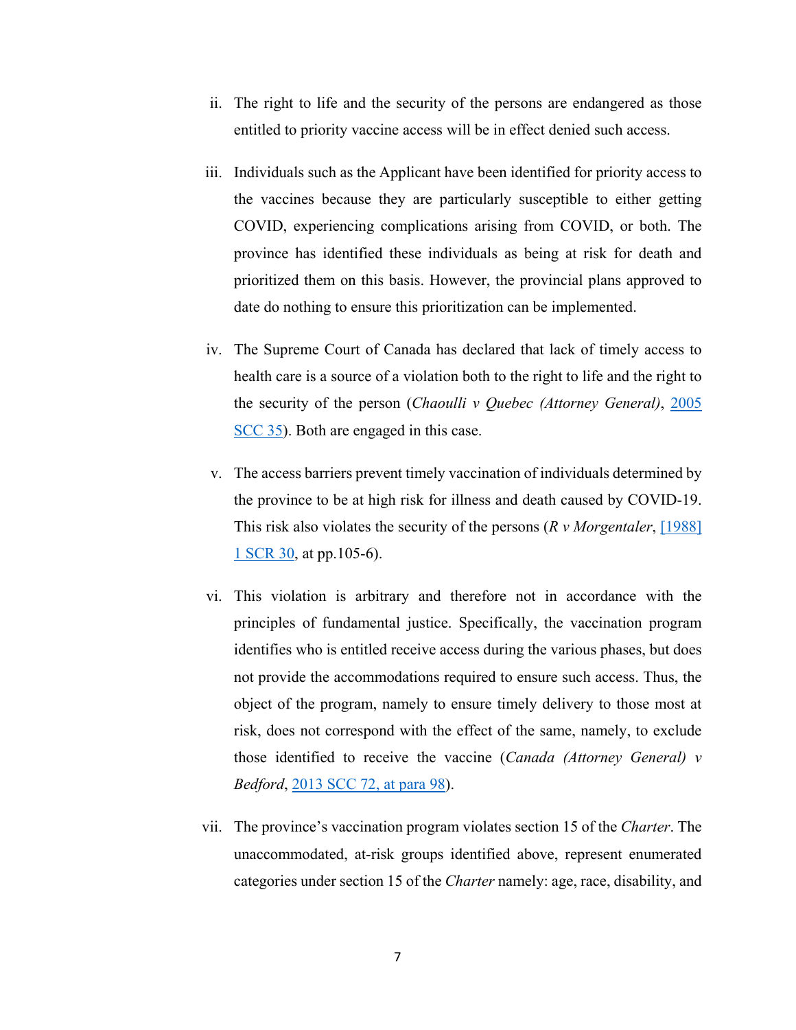ii. The right to life and the security of the persons are endangered as those entitled to priority vaccine access will be in effect denied such access.

iii. Individuals such as the Applicant have been identified for priority access to the vaccines because they are particularly susceptible to either getting COVID, experiencing complications arising from COVID, or both. The province has identified these individuals as being at risk for death and prioritized them on this basis. However, the provincial plans approved to date do nothing to ensure this prioritization can be implemented.

iv. The Supreme Court of Canada has declared that lack of timely access to health care is a source of a violation both to the right to life and the right to the security of the person (*Chaoulli v Quebec (Attorney General)*, 2005 SCC 35). Both are engaged in this case.

v. The access barriers prevent timely vaccination of individuals determined by the province to be at high risk for illness and death caused by COVID-19. This risk also violates the security of the persons (*R v Morgentaler*, [1988] 1 SCR 30, at pp.105-6).

vi. This violation is arbitrary and therefore not in accordance with the principles of fundamental justice. Specifically, the vaccination program identifies who is entitled receive access during the various phases, but does not provide the accommodations required to ensure such access. Thus, the object of the program, namely to ensure timely delivery to those most at risk, does not correspond with the effect of the same, namely, to exclude those identified to receive the vaccine (*Canada (Attorney General) v Bedford*, 2013 SCC 72, at para 98).

vii. The province's vaccination program violates section 15 of the *Charter*. The unaccommodated, at-risk groups identified above, represent enumerated categories under section 15 of the *Charter* namely: age, race, disability, and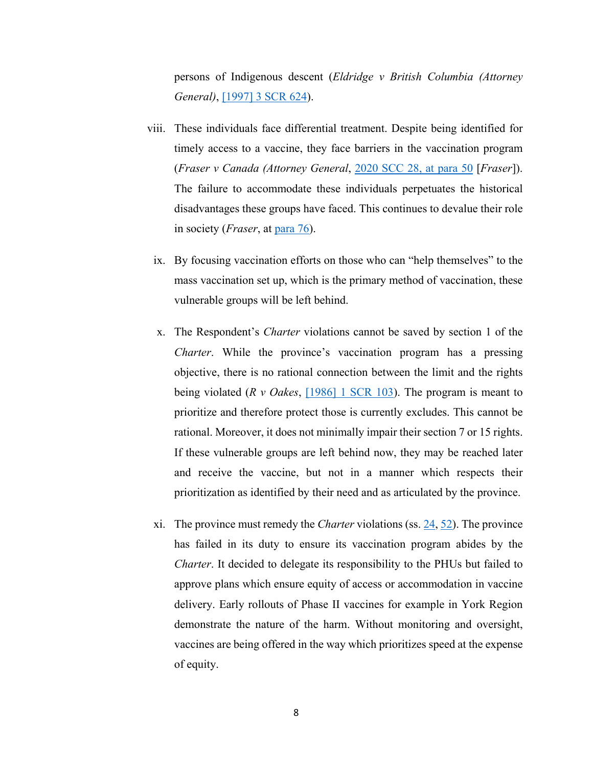persons of Indigenous descent (*Eldridge v British Columbia (Attorney General)*, [1997] 3 SCR 624).

viii. These individuals face differential treatment. Despite being identified for timely access to a vaccine, they face barriers in the vaccination program (*Fraser v Canada (Attorney General*, 2020 SCC 28, at para 50 [*Fraser*]). The failure to accommodate these individuals perpetuates the historical disadvantages these groups have faced. This continues to devalue their role in society (*Fraser*, at para 76).

ix. By focusing vaccination efforts on those who can "help themselves" to the mass vaccination set up, which is the primary method of vaccination, these vulnerable groups will be left behind.

x. The Respondent's *Charter* violations cannot be saved by section 1 of the *Charter*. While the province's vaccination program has a pressing objective, there is no rational connection between the limit and the rights being violated (*R v Oakes*, [1986] 1 SCR 103). The program is meant to prioritize and therefore protect those is currently excludes. This cannot be rational. Moreover, it does not minimally impair their section 7 or 15 rights. If these vulnerable groups are left behind now, they may be reached later and receive the vaccine, but not in a manner which respects their prioritization as identified by their need and as articulated by the province.

xi. The province must remedy the *Charter* violations (ss. 24, 52). The province has failed in its duty to ensure its vaccination program abides by the *Charter*. It decided to delegate its responsibility to the PHUs but failed to approve plans which ensure equity of access or accommodation in vaccine delivery. Early rollouts of Phase II vaccines for example in York Region demonstrate the nature of the harm. Without monitoring and oversight, vaccines are being offered in the way which prioritizes speed at the expense of equity.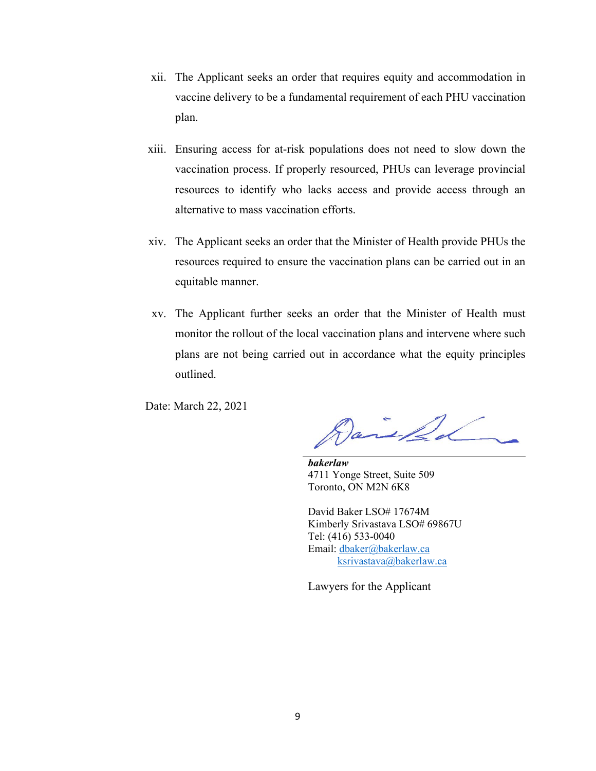xii. The Applicant seeks an order that requires equity and accommodation in vaccine delivery to be a fundamental requirement of each PHU vaccination plan.

xiii. Ensuring access for at-risk populations does not need to slow down the vaccination process. If properly resourced, PHUs can leverage provincial resources to identify who lacks access and provide access through an alternative to mass vaccination efforts.

xiv. The Applicant seeks an order that the Minister of Health provide PHUs the resources required to ensure the vaccination plans can be carried out in an equitable manner.

xv. The Applicant further seeks an order that the Minister of Health must monitor the rollout of the local vaccination plans and intervene where such plans are not being carried out in accordance what the equity principles outlined.

Date: March 22, 2021

***bakerlaw***
4711 Yonge Street, Suite 509
Toronto, ON M2N 6K8

David Baker LSO# 17674M
Kimberly Srivastava LSO# 69867U
Tel: (416) 533-0040
Email: dbaker@bakerlaw.ca
ksrivastava@bakerlaw.ca

Lawyers for the Applicant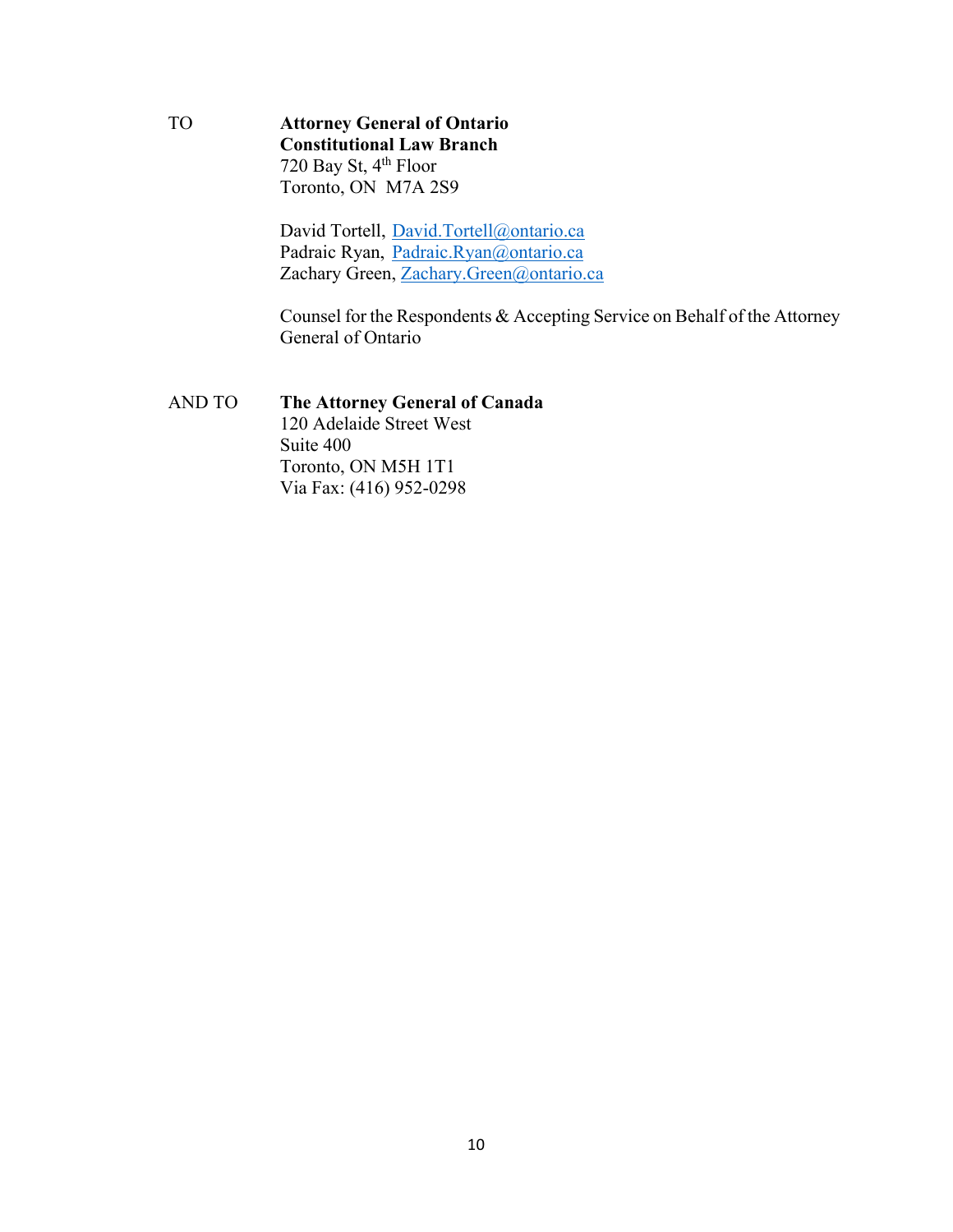TO **Attorney General of Ontario**
**Constitutional Law Branch**
720 Bay St, 4th Floor
Toronto, ON  M7A 2S9

David Tortell, David.Tortell@ontario.ca
Padraic Ryan, Padraic.Ryan@ontario.ca
Zachary Green, Zachary.Green@ontario.ca

Counsel for the Respondents & Accepting Service on Behalf of the Attorney General of Ontario

AND TO **The Attorney General of Canada**
120 Adelaide Street West
Suite 400
Toronto, ON M5H 1T1
Via Fax: (416) 952-0298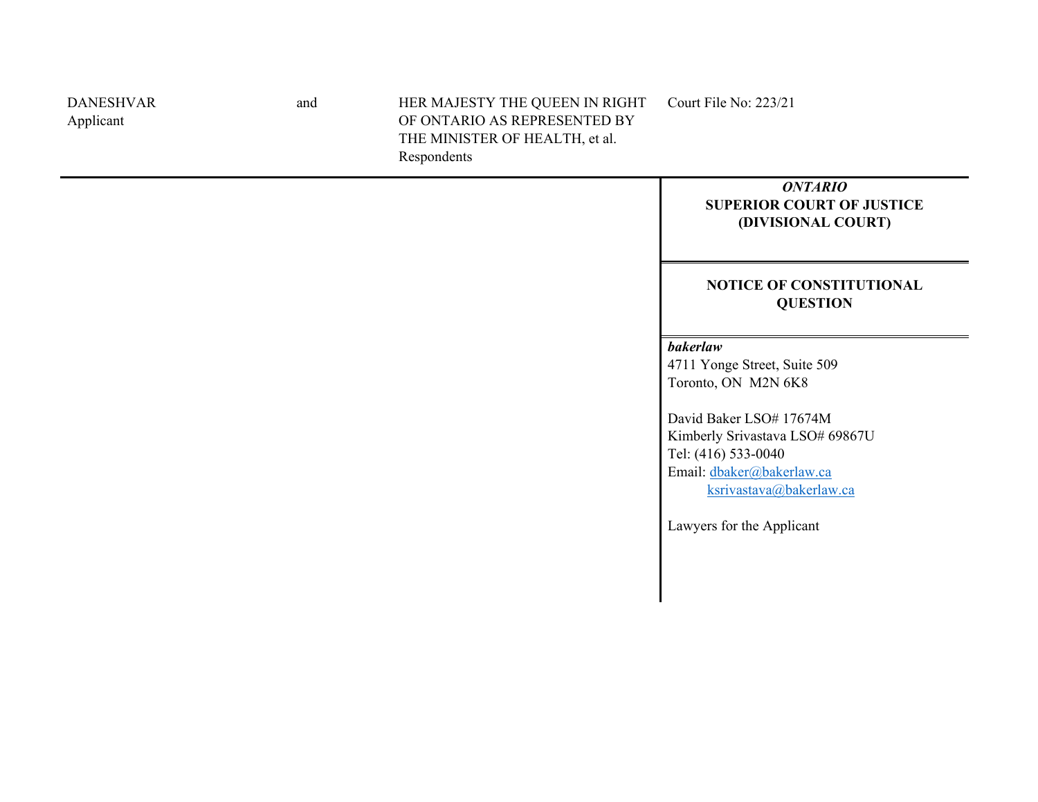| | | | |
|---|---|---|---|
| DANESHVAR<br>Applicant | and | HER MAJESTY THE QUEEN IN RIGHT OF ONTARIO AS REPRESENTED BY THE MINISTER OF HEALTH, et al.<br>Respondents | Court File No: 223/21 |

***ONTARIO***
**SUPERIOR COURT OF JUSTICE**
**(DIVISIONAL COURT)**

**NOTICE OF CONSTITUTIONAL QUESTION**

***bakerlaw***
4711 Yonge Street, Suite 509
Toronto, ON M2N 6K8

David Baker LSO# 17674M
Kimberly Srivastava LSO# 69867U
Tel: (416) 533-0040
Email: dbaker@bakerlaw.ca
ksrivastava@bakerlaw.ca

Lawyers for the Applicant